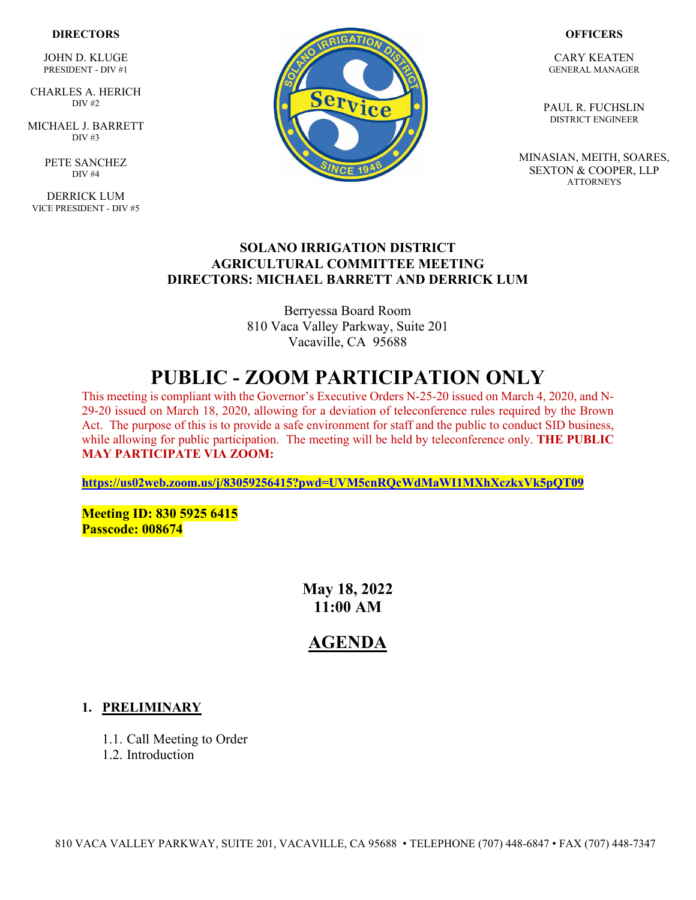**DIRECTORS**

JOHN D. KLUGE
PRESIDENT - DIV #1

CHARLES A. HERICH
DIV #2

MICHAEL J. BARRETT
DIV #3

PETE SANCHEZ
DIV #4

DERRICK LUM
VICE PRESIDENT - DIV #5

**OFFICERS**

CARY KEATEN
GENERAL MANAGER

PAUL R. FUCHSLIN
DISTRICT ENGINEER

MINASIAN, MEITH, SOARES, SEXTON & COOPER, LLP
ATTORNEYS

**SOLANO IRRIGATION DISTRICT**
**AGRICULTURAL COMMITTEE MEETING**
**DIRECTORS: MICHAEL BARRETT AND DERRICK LUM**

Berryessa Board Room
810 Vaca Valley Parkway, Suite 201
Vacaville, CA 95688

# PUBLIC - ZOOM PARTICIPATION ONLY

This meeting is compliant with the Governor's Executive Orders N-25-20 issued on March 4, 2020, and N-29-20 issued on March 18, 2020, allowing for a deviation of teleconference rules required by the Brown Act. The purpose of this is to provide a safe environment for staff and the public to conduct SID business, while allowing for public participation. The meeting will be held by teleconference only. **THE PUBLIC MAY PARTICIPATE VIA ZOOM:**

**https://us02web.zoom.us/j/83059256415?pwd=UVM5cnRQcWdMaWI1MXhXczkxVk5pQT09**

**Meeting ID: 830 5925 6415**
**Passcode: 008674**

**May 18, 2022**
**11:00 AM**

## AGENDA

### 1. PRELIMINARY

1.1. Call Meeting to Order
1.2. Introduction

810 VACA VALLEY PARKWAY, SUITE 201, VACAVILLE, CA 95688 • TELEPHONE (707) 448-6847 • FAX (707) 448-7347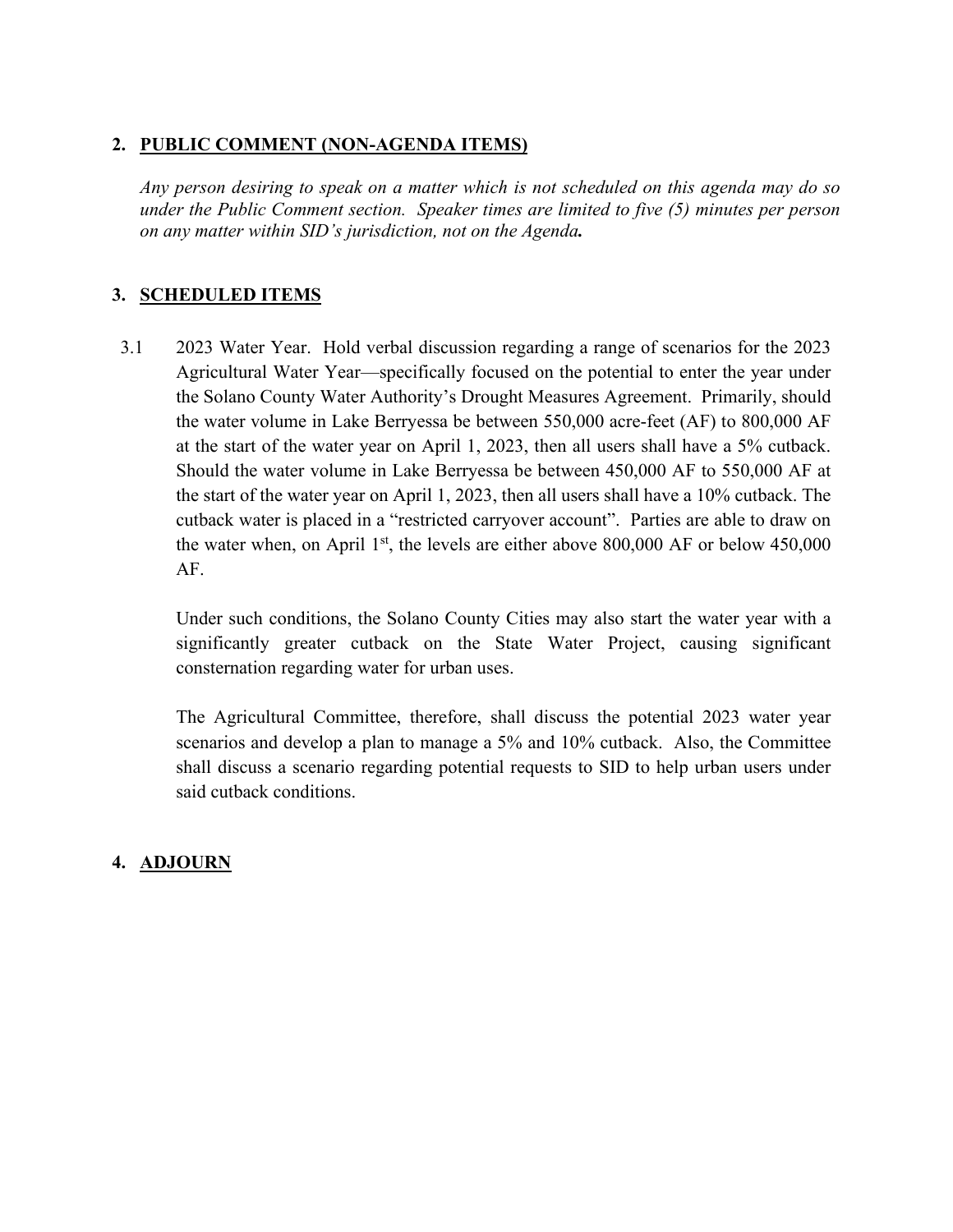## 2. PUBLIC COMMENT (NON-AGENDA ITEMS)

*Any person desiring to speak on a matter which is not scheduled on this agenda may do so under the Public Comment section. Speaker times are limited to five (5) minutes per person on any matter within SID's jurisdiction, not on the Agenda.*

## 3. SCHEDULED ITEMS

3.1 2023 Water Year. Hold verbal discussion regarding a range of scenarios for the 2023 Agricultural Water Year—specifically focused on the potential to enter the year under the Solano County Water Authority's Drought Measures Agreement. Primarily, should the water volume in Lake Berryessa be between 550,000 acre-feet (AF) to 800,000 AF at the start of the water year on April 1, 2023, then all users shall have a 5% cutback. Should the water volume in Lake Berryessa be between 450,000 AF to 550,000 AF at the start of the water year on April 1, 2023, then all users shall have a 10% cutback. The cutback water is placed in a "restricted carryover account". Parties are able to draw on the water when, on April 1st, the levels are either above 800,000 AF or below 450,000 AF.

Under such conditions, the Solano County Cities may also start the water year with a significantly greater cutback on the State Water Project, causing significant consternation regarding water for urban uses.

The Agricultural Committee, therefore, shall discuss the potential 2023 water year scenarios and develop a plan to manage a 5% and 10% cutback. Also, the Committee shall discuss a scenario regarding potential requests to SID to help urban users under said cutback conditions.

## 4. ADJOURN